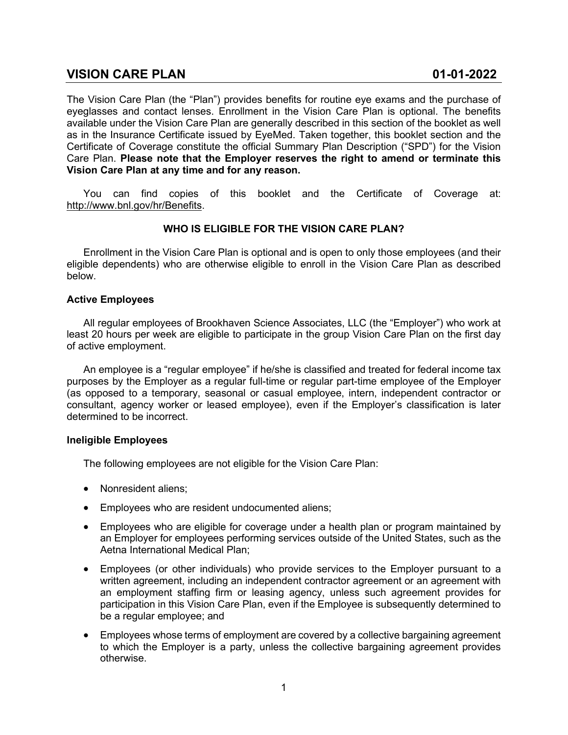# VISION CARE PLAN 01-01-2022

The Vision Care Plan (the "Plan") provides benefits for routine eye exams and the purchase of eyeglasses and contact lenses. Enrollment in the Vision Care Plan is optional. The benefits available under the Vision Care Plan are generally described in this section of the booklet as well as in the Insurance Certificate issued by EyeMed. Taken together, this booklet section and the Certificate of Coverage constitute the official Summary Plan Description ("SPD") for the Vision Care Plan. **Please note that the Employer reserves the right to amend or terminate this Vision Care Plan at any time and for any reason.**

You can find copies of this booklet and the Certificate of Coverage at: http://www.bnl.gov/hr/Benefits.

## WHO IS ELIGIBLE FOR THE VISION CARE PLAN?

Enrollment in the Vision Care Plan is optional and is open to only those employees (and their eligible dependents) who are otherwise eligible to enroll in the Vision Care Plan as described below.

### Active Employees

All regular employees of Brookhaven Science Associates, LLC (the "Employer") who work at least 20 hours per week are eligible to participate in the group Vision Care Plan on the first day of active employment.

An employee is a "regular employee" if he/she is classified and treated for federal income tax purposes by the Employer as a regular full-time or regular part-time employee of the Employer (as opposed to a temporary, seasonal or casual employee, intern, independent contractor or consultant, agency worker or leased employee), even if the Employer's classification is later determined to be incorrect.

### Ineligible Employees

The following employees are not eligible for the Vision Care Plan:

- Nonresident aliens;
- Employees who are resident undocumented aliens;
- Employees who are eligible for coverage under a health plan or program maintained by an Employer for employees performing services outside of the United States, such as the Aetna International Medical Plan;
- Employees (or other individuals) who provide services to the Employer pursuant to a written agreement, including an independent contractor agreement or an agreement with an employment staffing firm or leasing agency, unless such agreement provides for participation in this Vision Care Plan, even if the Employee is subsequently determined to be a regular employee; and
- Employees whose terms of employment are covered by a collective bargaining agreement to which the Employer is a party, unless the collective bargaining agreement provides otherwise.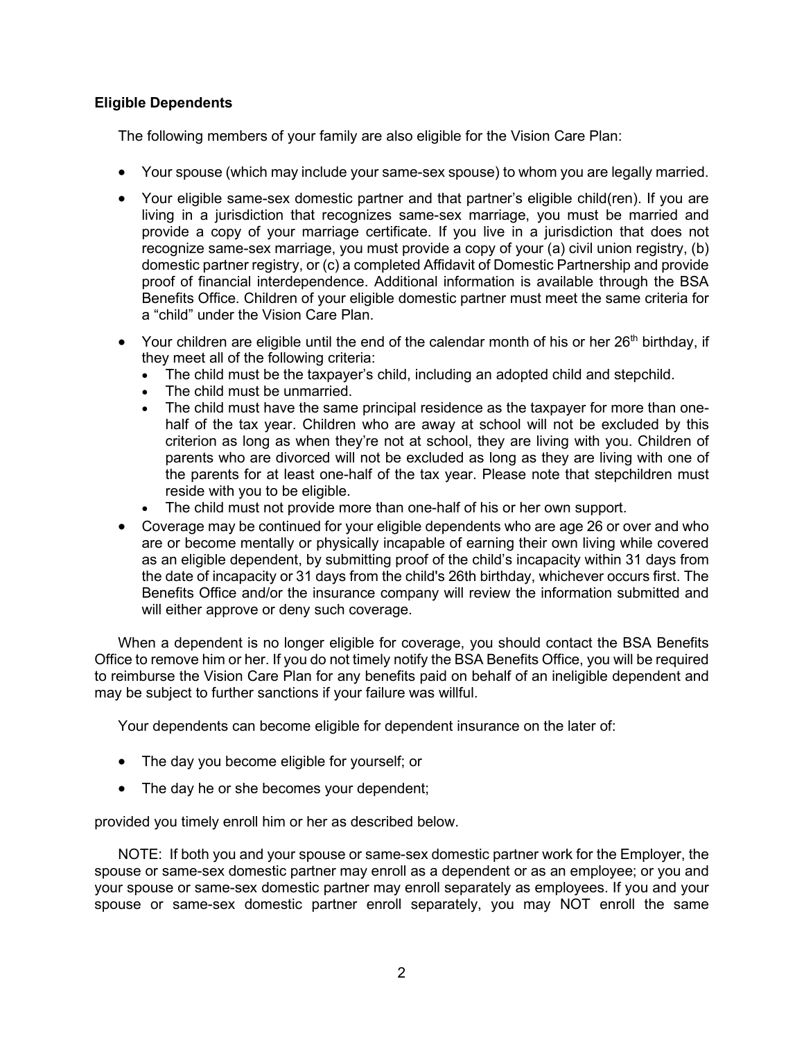**Eligible Dependents**

The following members of your family are also eligible for the Vision Care Plan:

- Your spouse (which may include your same-sex spouse) to whom you are legally married.
- Your eligible same-sex domestic partner and that partner's eligible child(ren). If you are living in a jurisdiction that recognizes same-sex marriage, you must be married and provide a copy of your marriage certificate. If you live in a jurisdiction that does not recognize same-sex marriage, you must provide a copy of your (a) civil union registry, (b) domestic partner registry, or (c) a completed Affidavit of Domestic Partnership and provide proof of financial interdependence. Additional information is available through the BSA Benefits Office. Children of your eligible domestic partner must meet the same criteria for a "child" under the Vision Care Plan.
- Your children are eligible until the end of the calendar month of his or her 26th birthday, if they meet all of the following criteria:
  - The child must be the taxpayer's child, including an adopted child and stepchild.
  - The child must be unmarried.
  - The child must have the same principal residence as the taxpayer for more than one-half of the tax year. Children who are away at school will not be excluded by this criterion as long as when they're not at school, they are living with you. Children of parents who are divorced will not be excluded as long as they are living with one of the parents for at least one-half of the tax year. Please note that stepchildren must reside with you to be eligible.
  - The child must not provide more than one-half of his or her own support.
- Coverage may be continued for your eligible dependents who are age 26 or over and who are or become mentally or physically incapable of earning their own living while covered as an eligible dependent, by submitting proof of the child's incapacity within 31 days from the date of incapacity or 31 days from the child's 26th birthday, whichever occurs first. The Benefits Office and/or the insurance company will review the information submitted and will either approve or deny such coverage.

When a dependent is no longer eligible for coverage, you should contact the BSA Benefits Office to remove him or her. If you do not timely notify the BSA Benefits Office, you will be required to reimburse the Vision Care Plan for any benefits paid on behalf of an ineligible dependent and may be subject to further sanctions if your failure was willful.

Your dependents can become eligible for dependent insurance on the later of:

- The day you become eligible for yourself; or
- The day he or she becomes your dependent;

provided you timely enroll him or her as described below.

NOTE: If both you and your spouse or same-sex domestic partner work for the Employer, the spouse or same-sex domestic partner may enroll as a dependent or as an employee; or you and your spouse or same-sex domestic partner may enroll separately as employees. If you and your spouse or same-sex domestic partner enroll separately, you may NOT enroll the same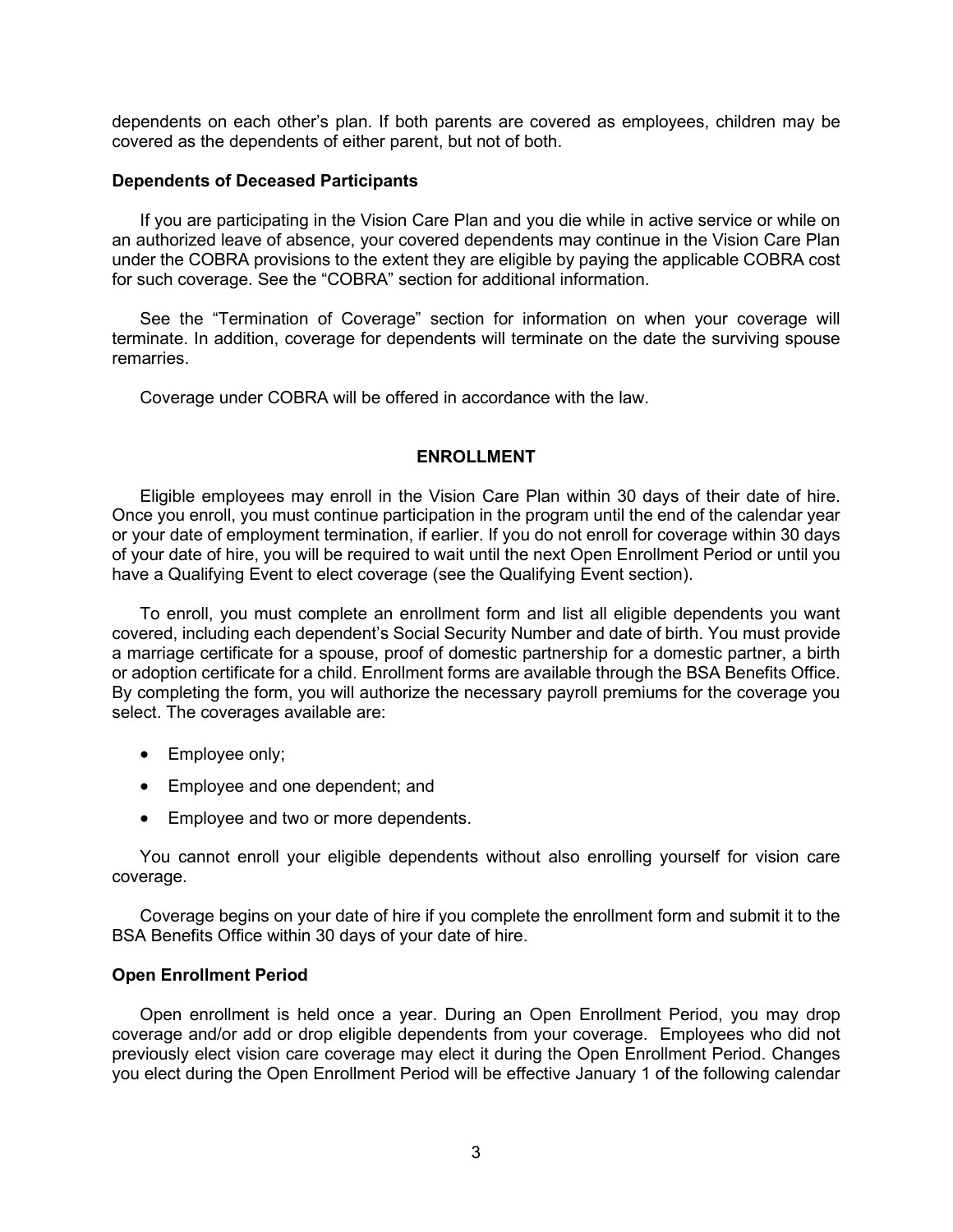dependents on each other's plan. If both parents are covered as employees, children may be covered as the dependents of either parent, but not of both.

**Dependents of Deceased Participants**

If you are participating in the Vision Care Plan and you die while in active service or while on an authorized leave of absence, your covered dependents may continue in the Vision Care Plan under the COBRA provisions to the extent they are eligible by paying the applicable COBRA cost for such coverage. See the "COBRA" section for additional information.

See the "Termination of Coverage" section for information on when your coverage will terminate. In addition, coverage for dependents will terminate on the date the surviving spouse remarries.

Coverage under COBRA will be offered in accordance with the law.

## ENROLLMENT

Eligible employees may enroll in the Vision Care Plan within 30 days of their date of hire. Once you enroll, you must continue participation in the program until the end of the calendar year or your date of employment termination, if earlier. If you do not enroll for coverage within 30 days of your date of hire, you will be required to wait until the next Open Enrollment Period or until you have a Qualifying Event to elect coverage (see the Qualifying Event section).

To enroll, you must complete an enrollment form and list all eligible dependents you want covered, including each dependent's Social Security Number and date of birth. You must provide a marriage certificate for a spouse, proof of domestic partnership for a domestic partner, a birth or adoption certificate for a child. Enrollment forms are available through the BSA Benefits Office. By completing the form, you will authorize the necessary payroll premiums for the coverage you select. The coverages available are:

- Employee only;
- Employee and one dependent; and
- Employee and two or more dependents.

You cannot enroll your eligible dependents without also enrolling yourself for vision care coverage.

Coverage begins on your date of hire if you complete the enrollment form and submit it to the BSA Benefits Office within 30 days of your date of hire.

**Open Enrollment Period**

Open enrollment is held once a year. During an Open Enrollment Period, you may drop coverage and/or add or drop eligible dependents from your coverage. Employees who did not previously elect vision care coverage may elect it during the Open Enrollment Period. Changes you elect during the Open Enrollment Period will be effective January 1 of the following calendar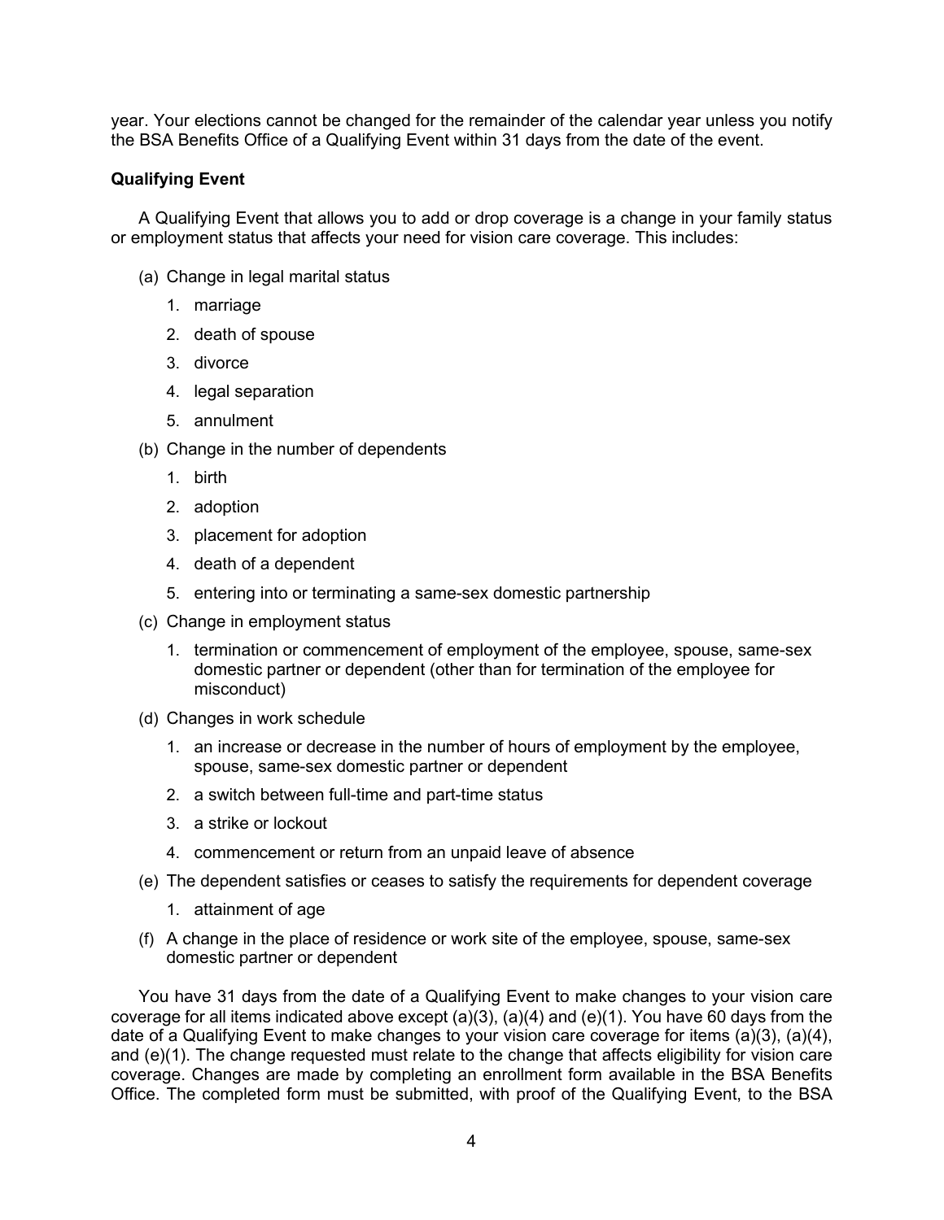year. Your elections cannot be changed for the remainder of the calendar year unless you notify the BSA Benefits Office of a Qualifying Event within 31 days from the date of the event.

**Qualifying Event**

A Qualifying Event that allows you to add or drop coverage is a change in your family status or employment status that affects your need for vision care coverage. This includes:

(a) Change in legal marital status

1. marriage
2. death of spouse
3. divorce
4. legal separation
5. annulment

(b) Change in the number of dependents

1. birth
2. adoption
3. placement for adoption
4. death of a dependent
5. entering into or terminating a same-sex domestic partnership

(c) Change in employment status

1. termination or commencement of employment of the employee, spouse, same-sex domestic partner or dependent (other than for termination of the employee for misconduct)

(d) Changes in work schedule

1. an increase or decrease in the number of hours of employment by the employee, spouse, same-sex domestic partner or dependent
2. a switch between full-time and part-time status
3. a strike or lockout
4. commencement or return from an unpaid leave of absence

(e) The dependent satisfies or ceases to satisfy the requirements for dependent coverage

1. attainment of age

(f) A change in the place of residence or work site of the employee, spouse, same-sex domestic partner or dependent

You have 31 days from the date of a Qualifying Event to make changes to your vision care coverage for all items indicated above except (a)(3), (a)(4) and (e)(1). You have 60 days from the date of a Qualifying Event to make changes to your vision care coverage for items (a)(3), (a)(4), and (e)(1). The change requested must relate to the change that affects eligibility for vision care coverage. Changes are made by completing an enrollment form available in the BSA Benefits Office. The completed form must be submitted, with proof of the Qualifying Event, to the BSA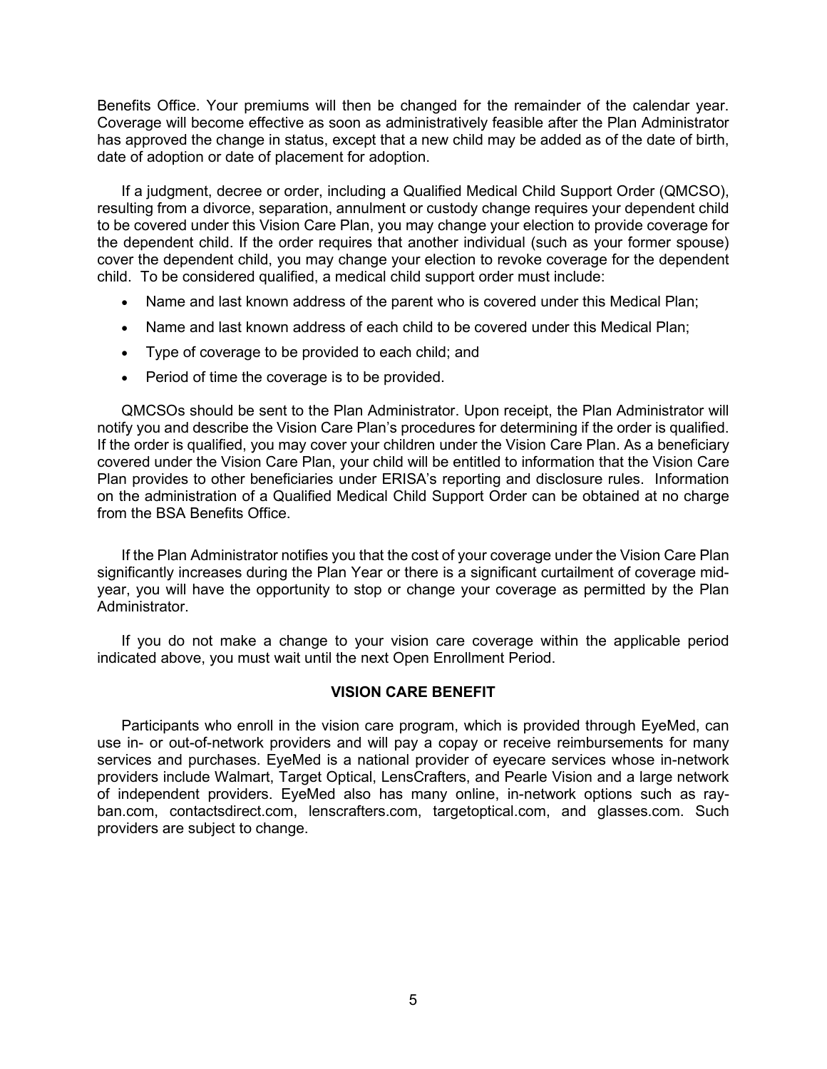Benefits Office. Your premiums will then be changed for the remainder of the calendar year. Coverage will become effective as soon as administratively feasible after the Plan Administrator has approved the change in status, except that a new child may be added as of the date of birth, date of adoption or date of placement for adoption.

If a judgment, decree or order, including a Qualified Medical Child Support Order (QMCSO), resulting from a divorce, separation, annulment or custody change requires your dependent child to be covered under this Vision Care Plan, you may change your election to provide coverage for the dependent child. If the order requires that another individual (such as your former spouse) cover the dependent child, you may change your election to revoke coverage for the dependent child. To be considered qualified, a medical child support order must include:

- Name and last known address of the parent who is covered under this Medical Plan;
- Name and last known address of each child to be covered under this Medical Plan;
- Type of coverage to be provided to each child; and
- Period of time the coverage is to be provided.

QMCSOs should be sent to the Plan Administrator. Upon receipt, the Plan Administrator will notify you and describe the Vision Care Plan's procedures for determining if the order is qualified. If the order is qualified, you may cover your children under the Vision Care Plan. As a beneficiary covered under the Vision Care Plan, your child will be entitled to information that the Vision Care Plan provides to other beneficiaries under ERISA's reporting and disclosure rules. Information on the administration of a Qualified Medical Child Support Order can be obtained at no charge from the BSA Benefits Office.

If the Plan Administrator notifies you that the cost of your coverage under the Vision Care Plan significantly increases during the Plan Year or there is a significant curtailment of coverage mid-year, you will have the opportunity to stop or change your coverage as permitted by the Plan Administrator.

If you do not make a change to your vision care coverage within the applicable period indicated above, you must wait until the next Open Enrollment Period.

## VISION CARE BENEFIT

Participants who enroll in the vision care program, which is provided through EyeMed, can use in- or out-of-network providers and will pay a copay or receive reimbursements for many services and purchases. EyeMed is a national provider of eyecare services whose in-network providers include Walmart, Target Optical, LensCrafters, and Pearle Vision and a large network of independent providers. EyeMed also has many online, in-network options such as ray-ban.com, contactsdirect.com, lenscrafters.com, targetoptical.com, and glasses.com. Such providers are subject to change.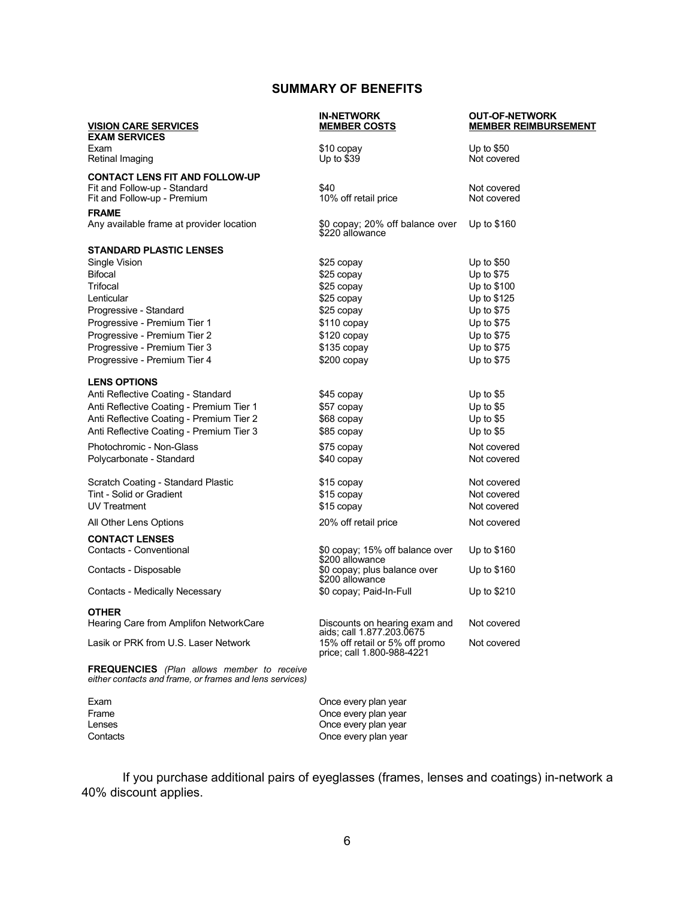## SUMMARY OF BENEFITS

| VISION CARE SERVICES | IN-NETWORK MEMBER COSTS | OUT-OF-NETWORK MEMBER REIMBURSEMENT |
|---|---|---|
| **EXAM SERVICES** | | |
| Exam | $10 copay | Up to $50 |
| Retinal Imaging | Up to $39 | Not covered |
| **CONTACT LENS FIT AND FOLLOW-UP** | | |
| Fit and Follow-up - Standard | $40 | Not covered |
| Fit and Follow-up - Premium | 10% off retail price | Not covered |
| **FRAME** | | |
| Any available frame at provider location | $0 copay; 20% off balance over $220 allowance | Up to $160 |
| **STANDARD PLASTIC LENSES** | | |
| Single Vision | $25 copay | Up to $50 |
| Bifocal | $25 copay | Up to $75 |
| Trifocal | $25 copay | Up to $100 |
| Lenticular | $25 copay | Up to $125 |
| Progressive - Standard | $25 copay | Up to $75 |
| Progressive - Premium Tier 1 | $110 copay | Up to $75 |
| Progressive - Premium Tier 2 | $120 copay | Up to $75 |
| Progressive - Premium Tier 3 | $135 copay | Up to $75 |
| Progressive - Premium Tier 4 | $200 copay | Up to $75 |
| **LENS OPTIONS** | | |
| Anti Reflective Coating - Standard | $45 copay | Up to $5 |
| Anti Reflective Coating - Premium Tier 1 | $57 copay | Up to $5 |
| Anti Reflective Coating - Premium Tier 2 | $68 copay | Up to $5 |
| Anti Reflective Coating - Premium Tier 3 | $85 copay | Up to $5 |
| Photochromic - Non-Glass | $75 copay | Not covered |
| Polycarbonate - Standard | $40 copay | Not covered |
| Scratch Coating - Standard Plastic | $15 copay | Not covered |
| Tint - Solid or Gradient | $15 copay | Not covered |
| UV Treatment | $15 copay | Not covered |
| All Other Lens Options | 20% off retail price | Not covered |
| **CONTACT LENSES** | | |
| Contacts - Conventional | $0 copay; 15% off balance over $200 allowance | Up to $160 |
| Contacts - Disposable | $0 copay; plus balance over $200 allowance | Up to $160 |
| Contacts - Medically Necessary | $0 copay; Paid-In-Full | Up to $210 |
| **OTHER** | | |
| Hearing Care from Amplifon NetworkCare | Discounts on hearing exam and aids; call 1.877.203.0675 | Not covered |
| Lasik or PRK from U.S. Laser Network | 15% off retail or 5% off promo price; call 1.800-988-4221 | Not covered |
| **FREQUENCIES** *(Plan allows member to receive either contacts and frame, or frames and lens services)* | | |
| Exam | Once every plan year | |
| Frame | Once every plan year | |
| Lenses | Once every plan year | |
| Contacts | Once every plan year | |

If you purchase additional pairs of eyeglasses (frames, lenses and coatings) in-network a 40% discount applies.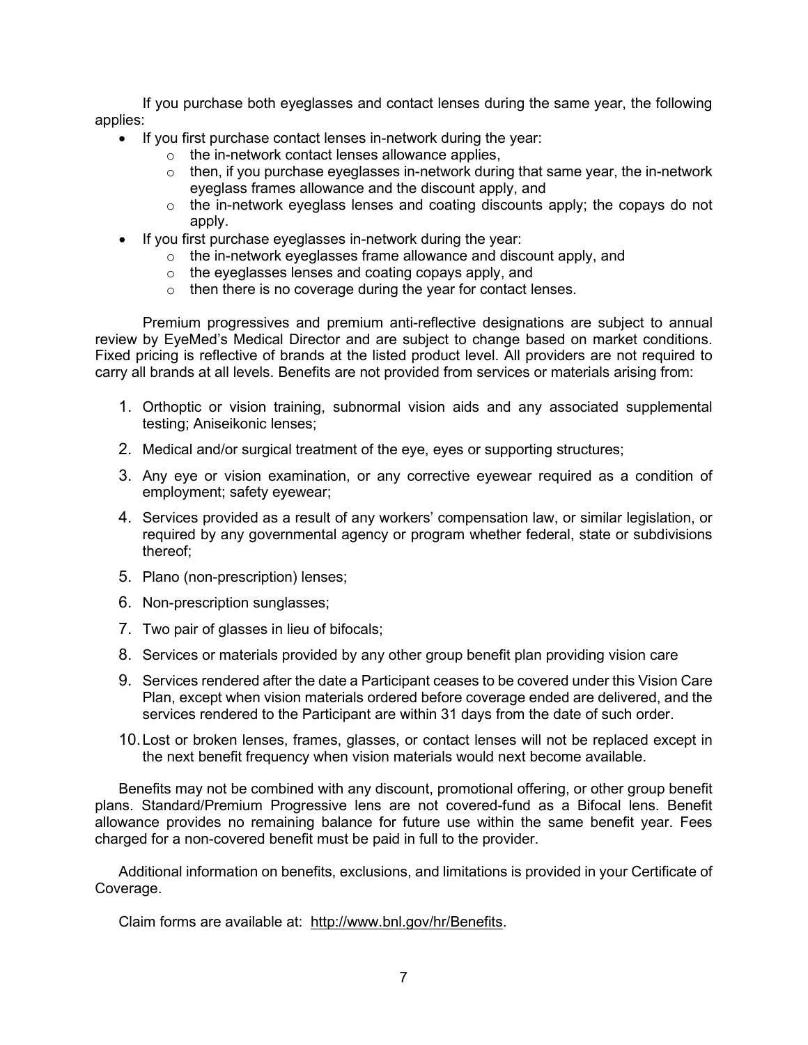If you purchase both eyeglasses and contact lenses during the same year, the following applies:

- If you first purchase contact lenses in-network during the year:
  - the in-network contact lenses allowance applies,
  - then, if you purchase eyeglasses in-network during that same year, the in-network eyeglass frames allowance and the discount apply, and
  - the in-network eyeglass lenses and coating discounts apply; the copays do not apply.
- If you first purchase eyeglasses in-network during the year:
  - the in-network eyeglasses frame allowance and discount apply, and
  - the eyeglasses lenses and coating copays apply, and
  - then there is no coverage during the year for contact lenses.

Premium progressives and premium anti-reflective designations are subject to annual review by EyeMed's Medical Director and are subject to change based on market conditions. Fixed pricing is reflective of brands at the listed product level. All providers are not required to carry all brands at all levels. Benefits are not provided from services or materials arising from:

1. Orthoptic or vision training, subnormal vision aids and any associated supplemental testing; Aniseikonic lenses;
2. Medical and/or surgical treatment of the eye, eyes or supporting structures;
3. Any eye or vision examination, or any corrective eyewear required as a condition of employment; safety eyewear;
4. Services provided as a result of any workers' compensation law, or similar legislation, or required by any governmental agency or program whether federal, state or subdivisions thereof;
5. Plano (non-prescription) lenses;
6. Non-prescription sunglasses;
7. Two pair of glasses in lieu of bifocals;
8. Services or materials provided by any other group benefit plan providing vision care
9. Services rendered after the date a Participant ceases to be covered under this Vision Care Plan, except when vision materials ordered before coverage ended are delivered, and the services rendered to the Participant are within 31 days from the date of such order.
10. Lost or broken lenses, frames, glasses, or contact lenses will not be replaced except in the next benefit frequency when vision materials would next become available.

Benefits may not be combined with any discount, promotional offering, or other group benefit plans. Standard/Premium Progressive lens are not covered-fund as a Bifocal lens. Benefit allowance provides no remaining balance for future use within the same benefit year. Fees charged for a non-covered benefit must be paid in full to the provider.

Additional information on benefits, exclusions, and limitations is provided in your Certificate of Coverage.

Claim forms are available at: http://www.bnl.gov/hr/Benefits.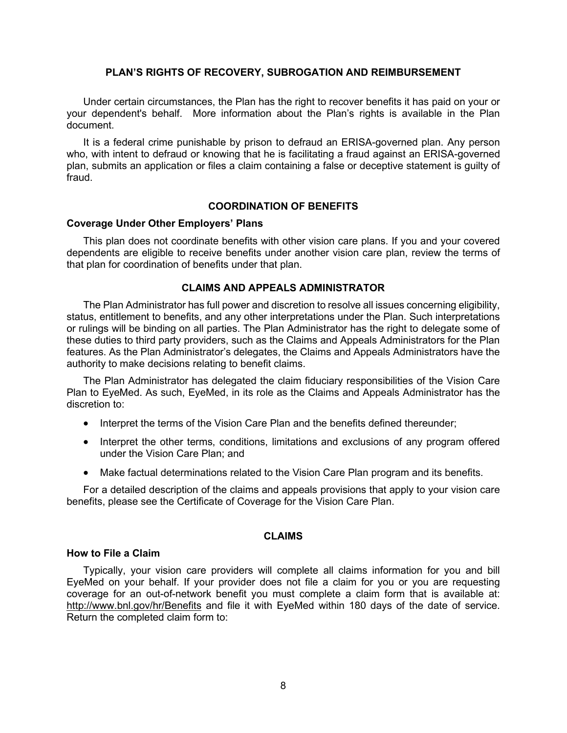## PLAN'S RIGHTS OF RECOVERY, SUBROGATION AND REIMBURSEMENT

Under certain circumstances, the Plan has the right to recover benefits it has paid on your or your dependent's behalf. More information about the Plan's rights is available in the Plan document.

It is a federal crime punishable by prison to defraud an ERISA-governed plan. Any person who, with intent to defraud or knowing that he is facilitating a fraud against an ERISA-governed plan, submits an application or files a claim containing a false or deceptive statement is guilty of fraud.

## COORDINATION OF BENEFITS

### Coverage Under Other Employers' Plans

This plan does not coordinate benefits with other vision care plans. If you and your covered dependents are eligible to receive benefits under another vision care plan, review the terms of that plan for coordination of benefits under that plan.

## CLAIMS AND APPEALS ADMINISTRATOR

The Plan Administrator has full power and discretion to resolve all issues concerning eligibility, status, entitlement to benefits, and any other interpretations under the Plan. Such interpretations or rulings will be binding on all parties. The Plan Administrator has the right to delegate some of these duties to third party providers, such as the Claims and Appeals Administrators for the Plan features. As the Plan Administrator's delegates, the Claims and Appeals Administrators have the authority to make decisions relating to benefit claims.

The Plan Administrator has delegated the claim fiduciary responsibilities of the Vision Care Plan to EyeMed. As such, EyeMed, in its role as the Claims and Appeals Administrator has the discretion to:

- Interpret the terms of the Vision Care Plan and the benefits defined thereunder;
- Interpret the other terms, conditions, limitations and exclusions of any program offered under the Vision Care Plan; and
- Make factual determinations related to the Vision Care Plan program and its benefits.

For a detailed description of the claims and appeals provisions that apply to your vision care benefits, please see the Certificate of Coverage for the Vision Care Plan.

## CLAIMS

### How to File a Claim

Typically, your vision care providers will complete all claims information for you and bill EyeMed on your behalf. If your provider does not file a claim for you or you are requesting coverage for an out-of-network benefit you must complete a claim form that is available at: http://www.bnl.gov/hr/Benefits and file it with EyeMed within 180 days of the date of service. Return the completed claim form to: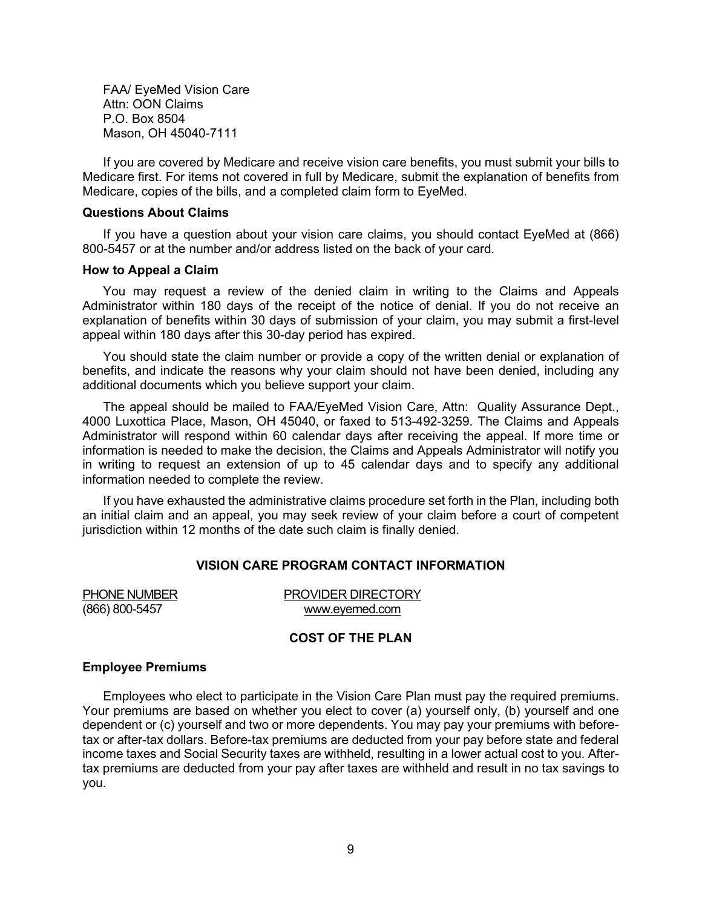FAA/ EyeMed Vision Care
Attn: OON Claims
P.O. Box 8504
Mason, OH 45040-7111

If you are covered by Medicare and receive vision care benefits, you must submit your bills to Medicare first. For items not covered in full by Medicare, submit the explanation of benefits from Medicare, copies of the bills, and a completed claim form to EyeMed.

**Questions About Claims**

If you have a question about your vision care claims, you should contact EyeMed at (866) 800-5457 or at the number and/or address listed on the back of your card.

**How to Appeal a Claim**

You may request a review of the denied claim in writing to the Claims and Appeals Administrator within 180 days of the receipt of the notice of denial. If you do not receive an explanation of benefits within 30 days of submission of your claim, you may submit a first-level appeal within 180 days after this 30-day period has expired.

You should state the claim number or provide a copy of the written denial or explanation of benefits, and indicate the reasons why your claim should not have been denied, including any additional documents which you believe support your claim.

The appeal should be mailed to FAA/EyeMed Vision Care, Attn: Quality Assurance Dept., 4000 Luxottica Place, Mason, OH 45040, or faxed to 513-492-3259. The Claims and Appeals Administrator will respond within 60 calendar days after receiving the appeal. If more time or information is needed to make the decision, the Claims and Appeals Administrator will notify you in writing to request an extension of up to 45 calendar days and to specify any additional information needed to complete the review.

If you have exhausted the administrative claims procedure set forth in the Plan, including both an initial claim and an appeal, you may seek review of your claim before a court of competent jurisdiction within 12 months of the date such claim is finally denied.

## VISION CARE PROGRAM CONTACT INFORMATION

| PHONE NUMBER | PROVIDER DIRECTORY |
|---|---|
| (866) 800-5457 | www.eyemed.com |

## COST OF THE PLAN

**Employee Premiums**

Employees who elect to participate in the Vision Care Plan must pay the required premiums. Your premiums are based on whether you elect to cover (a) yourself only, (b) yourself and one dependent or (c) yourself and two or more dependents. You may pay your premiums with before-tax or after-tax dollars. Before-tax premiums are deducted from your pay before state and federal income taxes and Social Security taxes are withheld, resulting in a lower actual cost to you. After-tax premiums are deducted from your pay after taxes are withheld and result in no tax savings to you.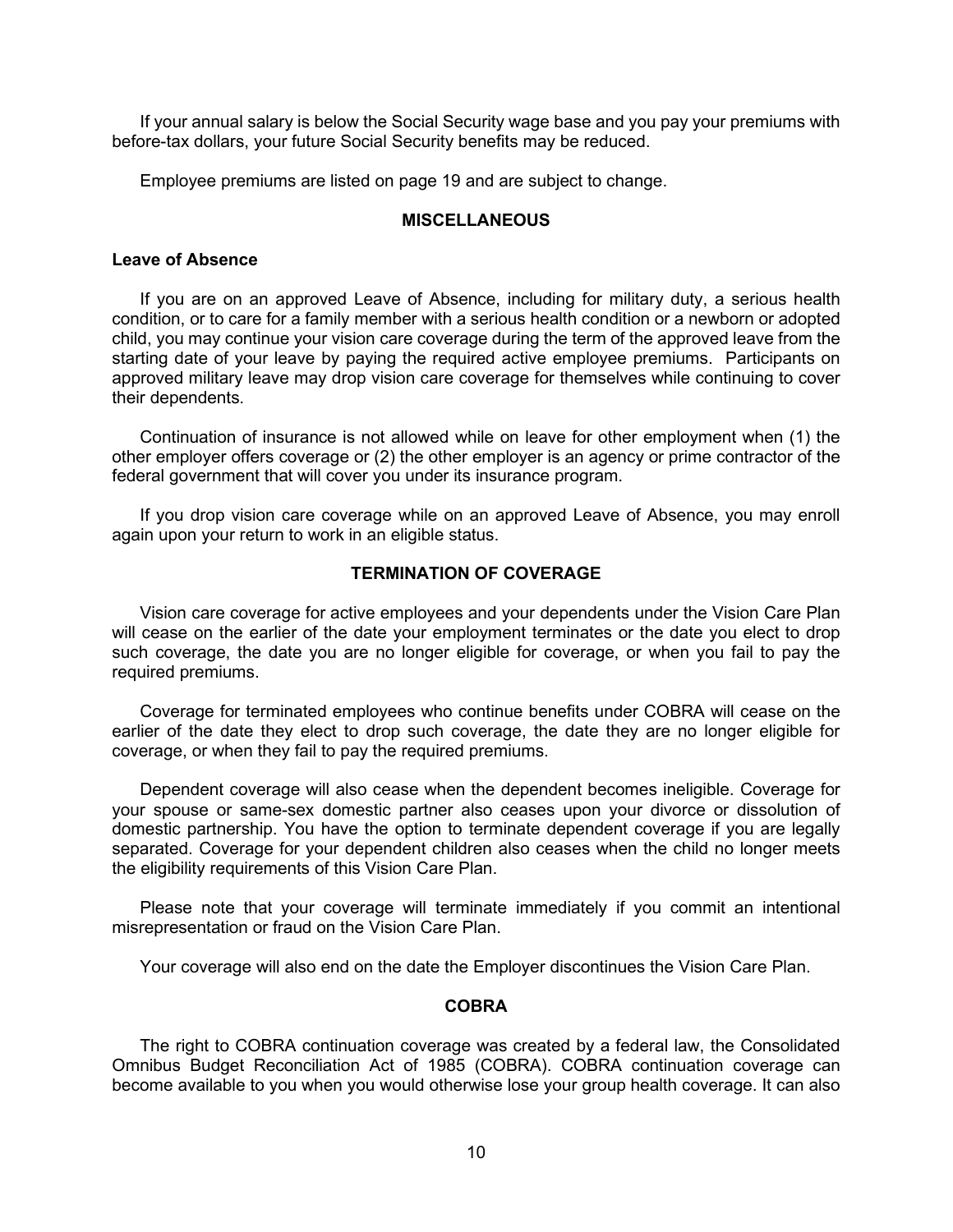If your annual salary is below the Social Security wage base and you pay your premiums with before-tax dollars, your future Social Security benefits may be reduced.

Employee premiums are listed on page 19 and are subject to change.

## MISCELLANEOUS

### Leave of Absence

If you are on an approved Leave of Absence, including for military duty, a serious health condition, or to care for a family member with a serious health condition or a newborn or adopted child, you may continue your vision care coverage during the term of the approved leave from the starting date of your leave by paying the required active employee premiums. Participants on approved military leave may drop vision care coverage for themselves while continuing to cover their dependents.

Continuation of insurance is not allowed while on leave for other employment when (1) the other employer offers coverage or (2) the other employer is an agency or prime contractor of the federal government that will cover you under its insurance program.

If you drop vision care coverage while on an approved Leave of Absence, you may enroll again upon your return to work in an eligible status.

## TERMINATION OF COVERAGE

Vision care coverage for active employees and your dependents under the Vision Care Plan will cease on the earlier of the date your employment terminates or the date you elect to drop such coverage, the date you are no longer eligible for coverage, or when you fail to pay the required premiums.

Coverage for terminated employees who continue benefits under COBRA will cease on the earlier of the date they elect to drop such coverage, the date they are no longer eligible for coverage, or when they fail to pay the required premiums.

Dependent coverage will also cease when the dependent becomes ineligible. Coverage for your spouse or same-sex domestic partner also ceases upon your divorce or dissolution of domestic partnership. You have the option to terminate dependent coverage if you are legally separated. Coverage for your dependent children also ceases when the child no longer meets the eligibility requirements of this Vision Care Plan.

Please note that your coverage will terminate immediately if you commit an intentional misrepresentation or fraud on the Vision Care Plan.

Your coverage will also end on the date the Employer discontinues the Vision Care Plan.

## COBRA

The right to COBRA continuation coverage was created by a federal law, the Consolidated Omnibus Budget Reconciliation Act of 1985 (COBRA). COBRA continuation coverage can become available to you when you would otherwise lose your group health coverage. It can also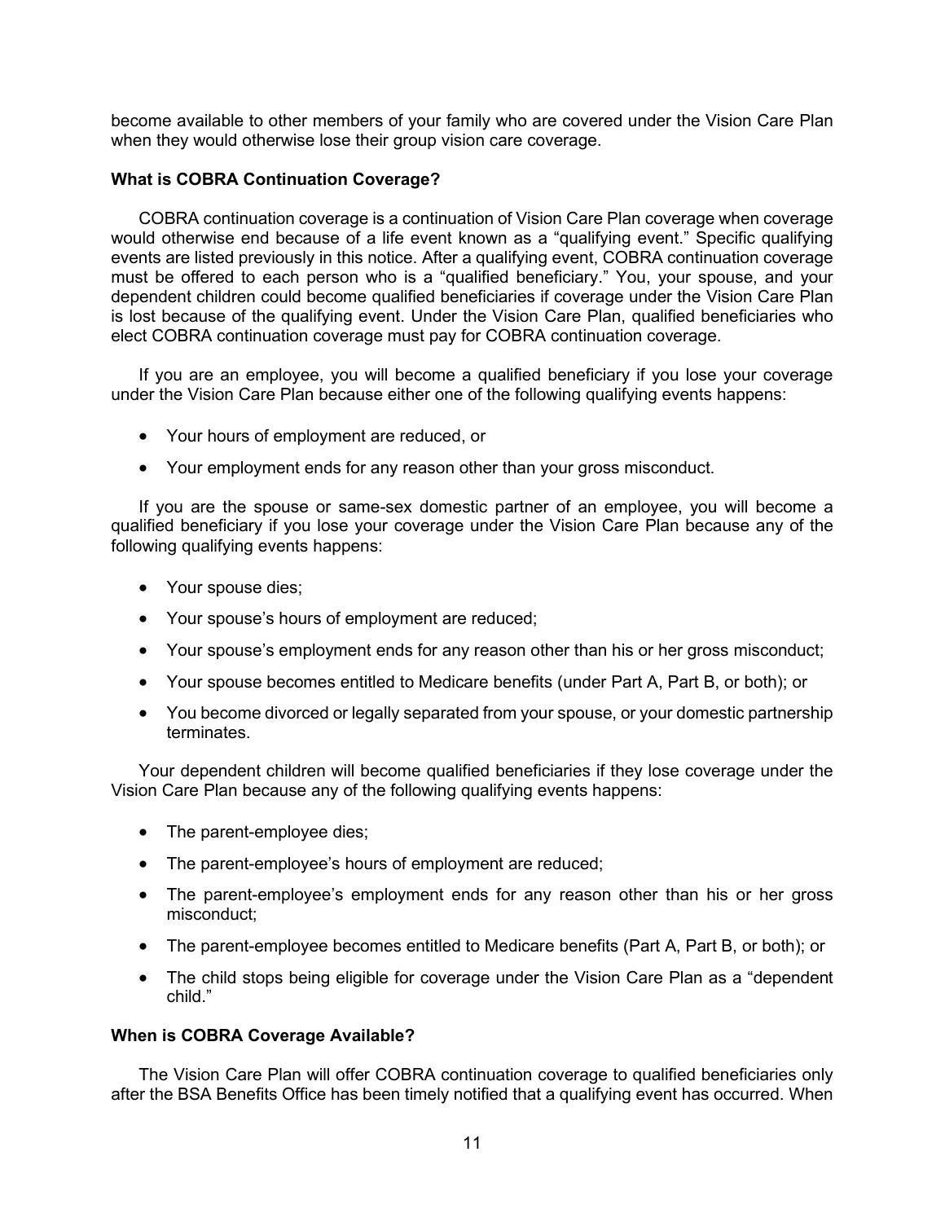become available to other members of your family who are covered under the Vision Care Plan when they would otherwise lose their group vision care coverage.

**What is COBRA Continuation Coverage?**

COBRA continuation coverage is a continuation of Vision Care Plan coverage when coverage would otherwise end because of a life event known as a "qualifying event." Specific qualifying events are listed previously in this notice. After a qualifying event, COBRA continuation coverage must be offered to each person who is a "qualified beneficiary." You, your spouse, and your dependent children could become qualified beneficiaries if coverage under the Vision Care Plan is lost because of the qualifying event. Under the Vision Care Plan, qualified beneficiaries who elect COBRA continuation coverage must pay for COBRA continuation coverage.

If you are an employee, you will become a qualified beneficiary if you lose your coverage under the Vision Care Plan because either one of the following qualifying events happens:

- Your hours of employment are reduced, or
- Your employment ends for any reason other than your gross misconduct.

If you are the spouse or same-sex domestic partner of an employee, you will become a qualified beneficiary if you lose your coverage under the Vision Care Plan because any of the following qualifying events happens:

- Your spouse dies;
- Your spouse's hours of employment are reduced;
- Your spouse's employment ends for any reason other than his or her gross misconduct;
- Your spouse becomes entitled to Medicare benefits (under Part A, Part B, or both); or
- You become divorced or legally separated from your spouse, or your domestic partnership terminates.

Your dependent children will become qualified beneficiaries if they lose coverage under the Vision Care Plan because any of the following qualifying events happens:

- The parent-employee dies;
- The parent-employee's hours of employment are reduced;
- The parent-employee's employment ends for any reason other than his or her gross misconduct;
- The parent-employee becomes entitled to Medicare benefits (Part A, Part B, or both); or
- The child stops being eligible for coverage under the Vision Care Plan as a "dependent child."

**When is COBRA Coverage Available?**

The Vision Care Plan will offer COBRA continuation coverage to qualified beneficiaries only after the BSA Benefits Office has been timely notified that a qualifying event has occurred. When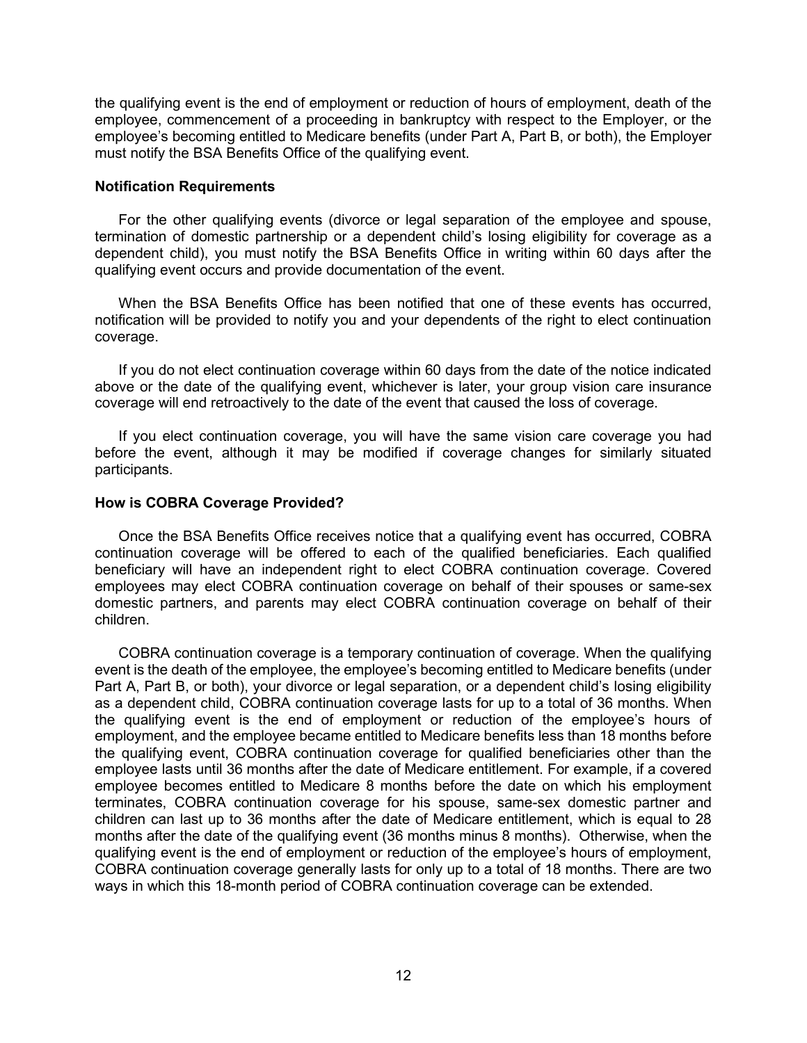the qualifying event is the end of employment or reduction of hours of employment, death of the employee, commencement of a proceeding in bankruptcy with respect to the Employer, or the employee's becoming entitled to Medicare benefits (under Part A, Part B, or both), the Employer must notify the BSA Benefits Office of the qualifying event.

**Notification Requirements**

For the other qualifying events (divorce or legal separation of the employee and spouse, termination of domestic partnership or a dependent child's losing eligibility for coverage as a dependent child), you must notify the BSA Benefits Office in writing within 60 days after the qualifying event occurs and provide documentation of the event.

When the BSA Benefits Office has been notified that one of these events has occurred, notification will be provided to notify you and your dependents of the right to elect continuation coverage.

If you do not elect continuation coverage within 60 days from the date of the notice indicated above or the date of the qualifying event, whichever is later, your group vision care insurance coverage will end retroactively to the date of the event that caused the loss of coverage.

If you elect continuation coverage, you will have the same vision care coverage you had before the event, although it may be modified if coverage changes for similarly situated participants.

**How is COBRA Coverage Provided?**

Once the BSA Benefits Office receives notice that a qualifying event has occurred, COBRA continuation coverage will be offered to each of the qualified beneficiaries. Each qualified beneficiary will have an independent right to elect COBRA continuation coverage. Covered employees may elect COBRA continuation coverage on behalf of their spouses or same-sex domestic partners, and parents may elect COBRA continuation coverage on behalf of their children.

COBRA continuation coverage is a temporary continuation of coverage. When the qualifying event is the death of the employee, the employee's becoming entitled to Medicare benefits (under Part A, Part B, or both), your divorce or legal separation, or a dependent child's losing eligibility as a dependent child, COBRA continuation coverage lasts for up to a total of 36 months. When the qualifying event is the end of employment or reduction of the employee's hours of employment, and the employee became entitled to Medicare benefits less than 18 months before the qualifying event, COBRA continuation coverage for qualified beneficiaries other than the employee lasts until 36 months after the date of Medicare entitlement. For example, if a covered employee becomes entitled to Medicare 8 months before the date on which his employment terminates, COBRA continuation coverage for his spouse, same-sex domestic partner and children can last up to 36 months after the date of Medicare entitlement, which is equal to 28 months after the date of the qualifying event (36 months minus 8 months). Otherwise, when the qualifying event is the end of employment or reduction of the employee's hours of employment, COBRA continuation coverage generally lasts for only up to a total of 18 months. There are two ways in which this 18-month period of COBRA continuation coverage can be extended.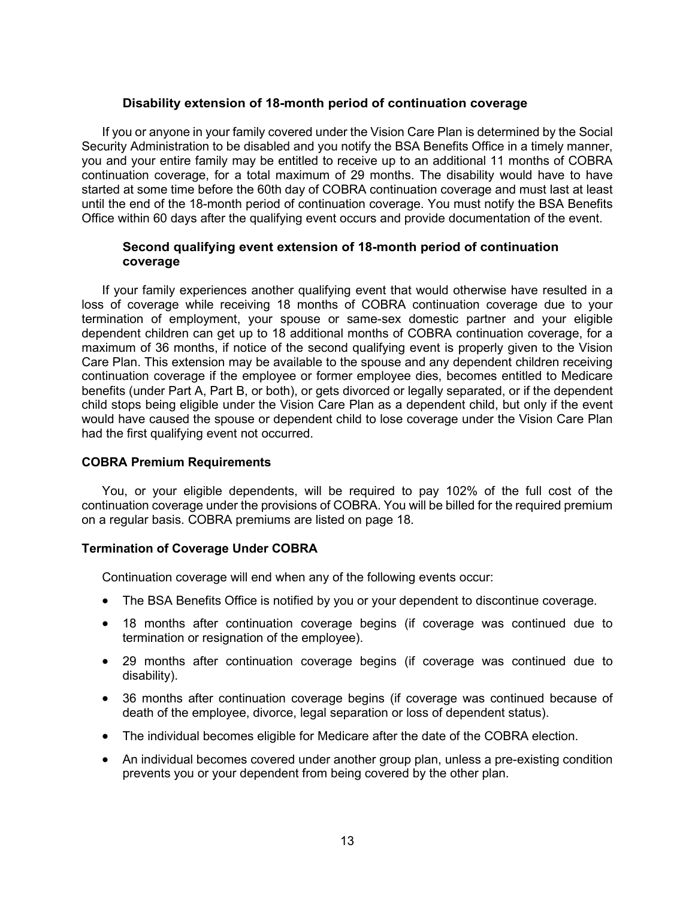### Disability extension of 18-month period of continuation coverage

If you or anyone in your family covered under the Vision Care Plan is determined by the Social Security Administration to be disabled and you notify the BSA Benefits Office in a timely manner, you and your entire family may be entitled to receive up to an additional 11 months of COBRA continuation coverage, for a total maximum of 29 months. The disability would have to have started at some time before the 60th day of COBRA continuation coverage and must last at least until the end of the 18-month period of continuation coverage. You must notify the BSA Benefits Office within 60 days after the qualifying event occurs and provide documentation of the event.

### Second qualifying event extension of 18-month period of continuation coverage

If your family experiences another qualifying event that would otherwise have resulted in a loss of coverage while receiving 18 months of COBRA continuation coverage due to your termination of employment, your spouse or same-sex domestic partner and your eligible dependent children can get up to 18 additional months of COBRA continuation coverage, for a maximum of 36 months, if notice of the second qualifying event is properly given to the Vision Care Plan. This extension may be available to the spouse and any dependent children receiving continuation coverage if the employee or former employee dies, becomes entitled to Medicare benefits (under Part A, Part B, or both), or gets divorced or legally separated, or if the dependent child stops being eligible under the Vision Care Plan as a dependent child, but only if the event would have caused the spouse or dependent child to lose coverage under the Vision Care Plan had the first qualifying event not occurred.

## COBRA Premium Requirements

You, or your eligible dependents, will be required to pay 102% of the full cost of the continuation coverage under the provisions of COBRA. You will be billed for the required premium on a regular basis. COBRA premiums are listed on page 18.

## Termination of Coverage Under COBRA

Continuation coverage will end when any of the following events occur:

- The BSA Benefits Office is notified by you or your dependent to discontinue coverage.
- 18 months after continuation coverage begins (if coverage was continued due to termination or resignation of the employee).
- 29 months after continuation coverage begins (if coverage was continued due to disability).
- 36 months after continuation coverage begins (if coverage was continued because of death of the employee, divorce, legal separation or loss of dependent status).
- The individual becomes eligible for Medicare after the date of the COBRA election.
- An individual becomes covered under another group plan, unless a pre-existing condition prevents you or your dependent from being covered by the other plan.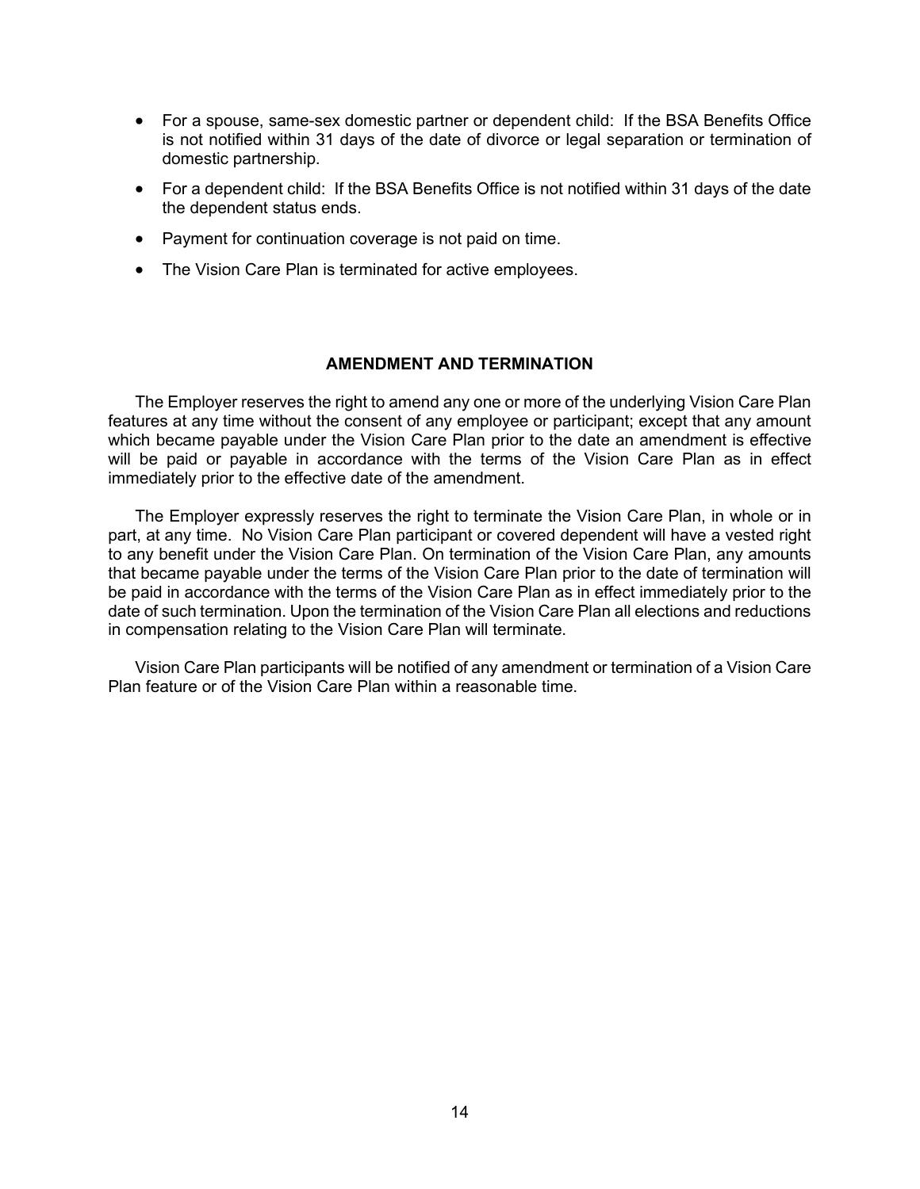- For a spouse, same-sex domestic partner or dependent child: If the BSA Benefits Office is not notified within 31 days of the date of divorce or legal separation or termination of domestic partnership.
- For a dependent child: If the BSA Benefits Office is not notified within 31 days of the date the dependent status ends.
- Payment for continuation coverage is not paid on time.
- The Vision Care Plan is terminated for active employees.

## AMENDMENT AND TERMINATION

The Employer reserves the right to amend any one or more of the underlying Vision Care Plan features at any time without the consent of any employee or participant; except that any amount which became payable under the Vision Care Plan prior to the date an amendment is effective will be paid or payable in accordance with the terms of the Vision Care Plan as in effect immediately prior to the effective date of the amendment.

The Employer expressly reserves the right to terminate the Vision Care Plan, in whole or in part, at any time. No Vision Care Plan participant or covered dependent will have a vested right to any benefit under the Vision Care Plan. On termination of the Vision Care Plan, any amounts that became payable under the terms of the Vision Care Plan prior to the date of termination will be paid in accordance with the terms of the Vision Care Plan as in effect immediately prior to the date of such termination. Upon the termination of the Vision Care Plan all elections and reductions in compensation relating to the Vision Care Plan will terminate.

Vision Care Plan participants will be notified of any amendment or termination of a Vision Care Plan feature or of the Vision Care Plan within a reasonable time.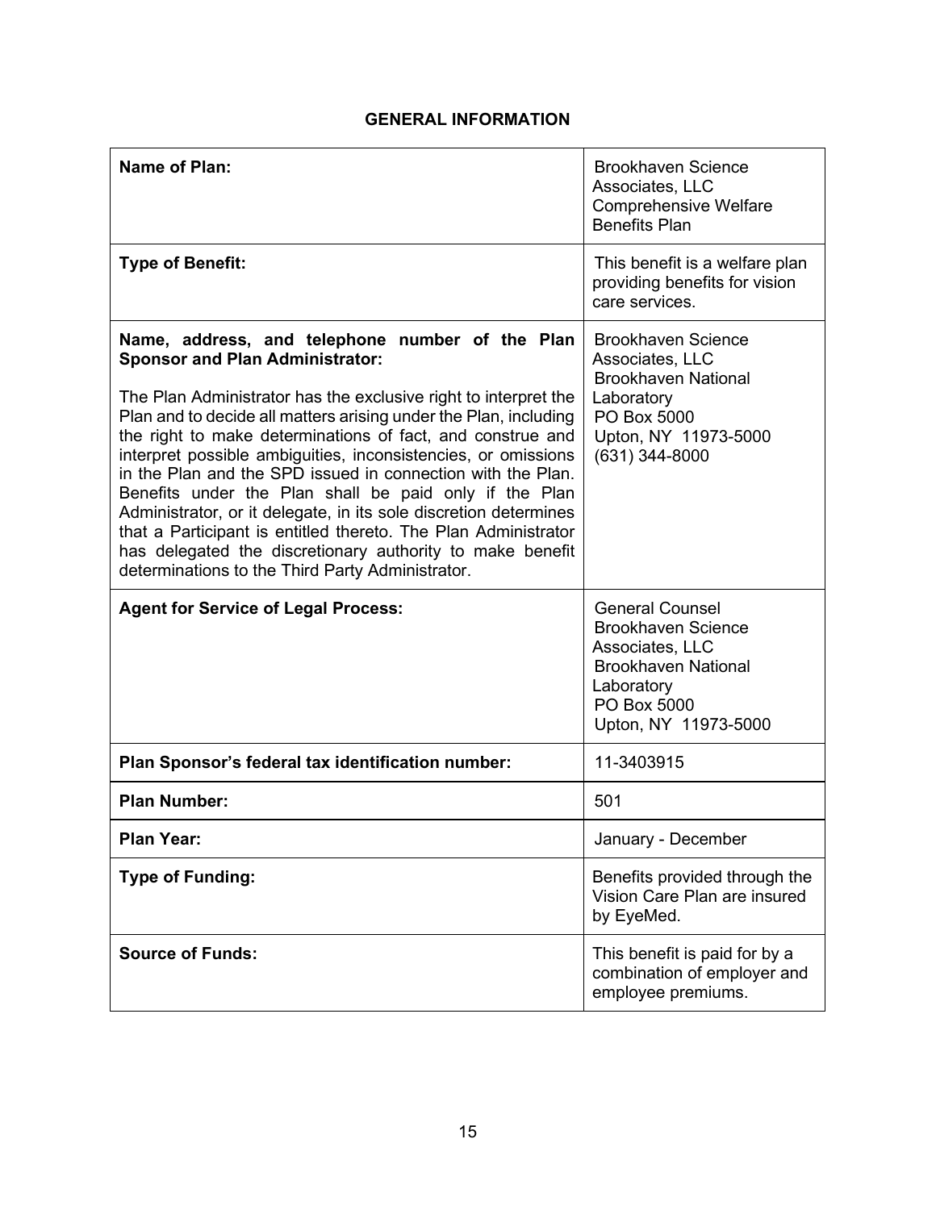## GENERAL INFORMATION

| | |
|---|---|
| **Name of Plan:** | Brookhaven Science Associates, LLC Comprehensive Welfare Benefits Plan |
| **Type of Benefit:** | This benefit is a welfare plan providing benefits for vision care services. |
| **Name, address, and telephone number of the Plan Sponsor and Plan Administrator:**<br><br>The Plan Administrator has the exclusive right to interpret the Plan and to decide all matters arising under the Plan, including the right to make determinations of fact, and construe and interpret possible ambiguities, inconsistencies, or omissions in the Plan and the SPD issued in connection with the Plan. Benefits under the Plan shall be paid only if the Plan Administrator, or it delegate, in its sole discretion determines that a Participant is entitled thereto. The Plan Administrator has delegated the discretionary authority to make benefit determinations to the Third Party Administrator. | Brookhaven Science Associates, LLC<br>Brookhaven National Laboratory<br>PO Box 5000<br>Upton, NY 11973-5000<br>(631) 344-8000 |
| **Agent for Service of Legal Process:** | General Counsel<br>Brookhaven Science Associates, LLC<br>Brookhaven National Laboratory<br>PO Box 5000<br>Upton, NY 11973-5000 |
| **Plan Sponsor's federal tax identification number:** | 11-3403915 |
| **Plan Number:** | 501 |
| **Plan Year:** | January - December |
| **Type of Funding:** | Benefits provided through the Vision Care Plan are insured by EyeMed. |
| **Source of Funds:** | This benefit is paid for by a combination of employer and employee premiums. |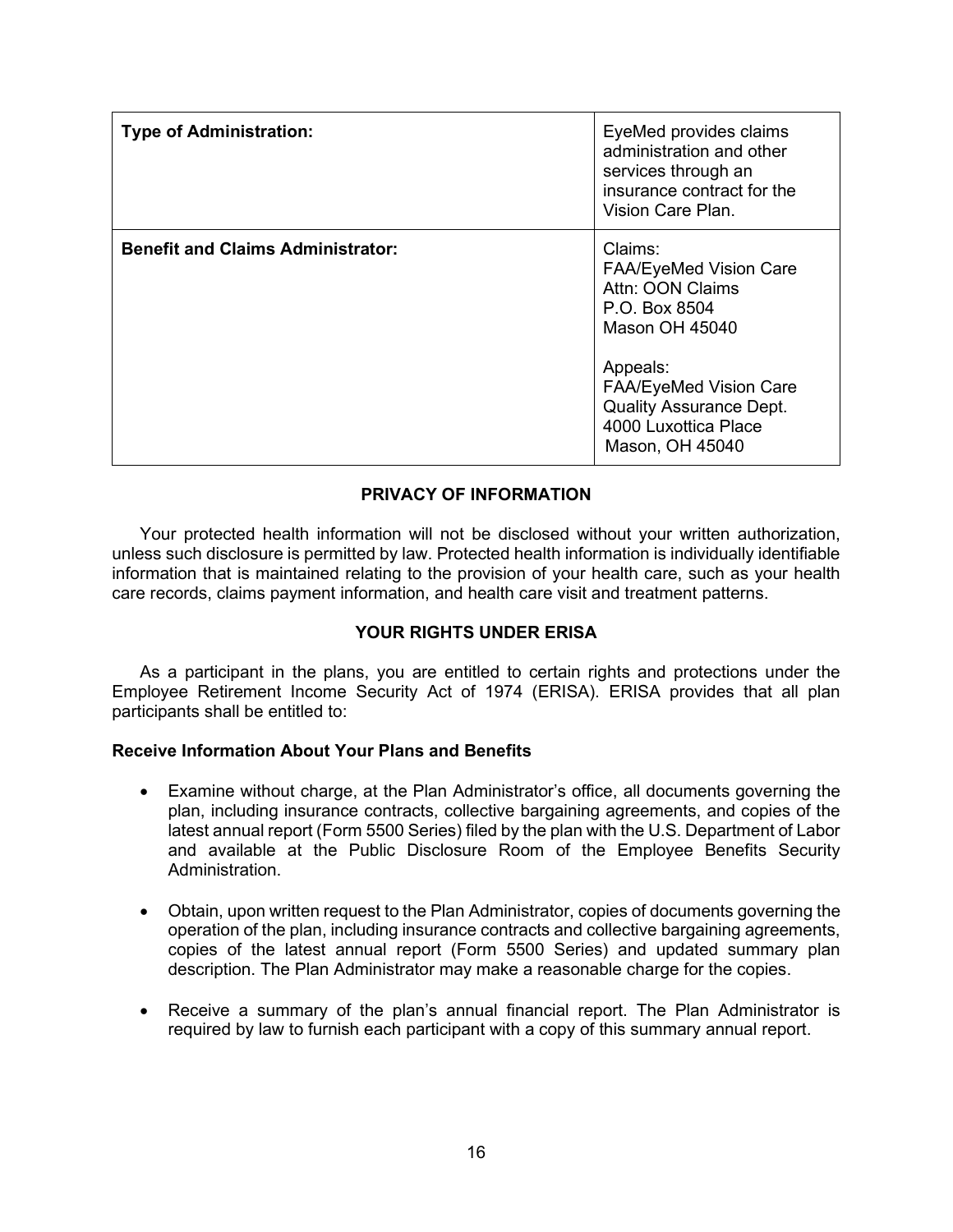| Type of Administration: | EyeMed provides claims administration and other services through an insurance contract for the Vision Care Plan. |
|---|---|
| **Benefit and Claims Administrator:** | Claims:<br>FAA/EyeMed Vision Care<br>Attn: OON Claims<br>P.O. Box 8504<br>Mason OH 45040<br><br>Appeals:<br>FAA/EyeMed Vision Care<br>Quality Assurance Dept.<br>4000 Luxottica Place<br>Mason, OH 45040 |

## PRIVACY OF INFORMATION

Your protected health information will not be disclosed without your written authorization, unless such disclosure is permitted by law. Protected health information is individually identifiable information that is maintained relating to the provision of your health care, such as your health care records, claims payment information, and health care visit and treatment patterns.

## YOUR RIGHTS UNDER ERISA

As a participant in the plans, you are entitled to certain rights and protections under the Employee Retirement Income Security Act of 1974 (ERISA). ERISA provides that all plan participants shall be entitled to:

### Receive Information About Your Plans and Benefits

- Examine without charge, at the Plan Administrator's office, all documents governing the plan, including insurance contracts, collective bargaining agreements, and copies of the latest annual report (Form 5500 Series) filed by the plan with the U.S. Department of Labor and available at the Public Disclosure Room of the Employee Benefits Security Administration.

- Obtain, upon written request to the Plan Administrator, copies of documents governing the operation of the plan, including insurance contracts and collective bargaining agreements, copies of the latest annual report (Form 5500 Series) and updated summary plan description. The Plan Administrator may make a reasonable charge for the copies.

- Receive a summary of the plan's annual financial report. The Plan Administrator is required by law to furnish each participant with a copy of this summary annual report.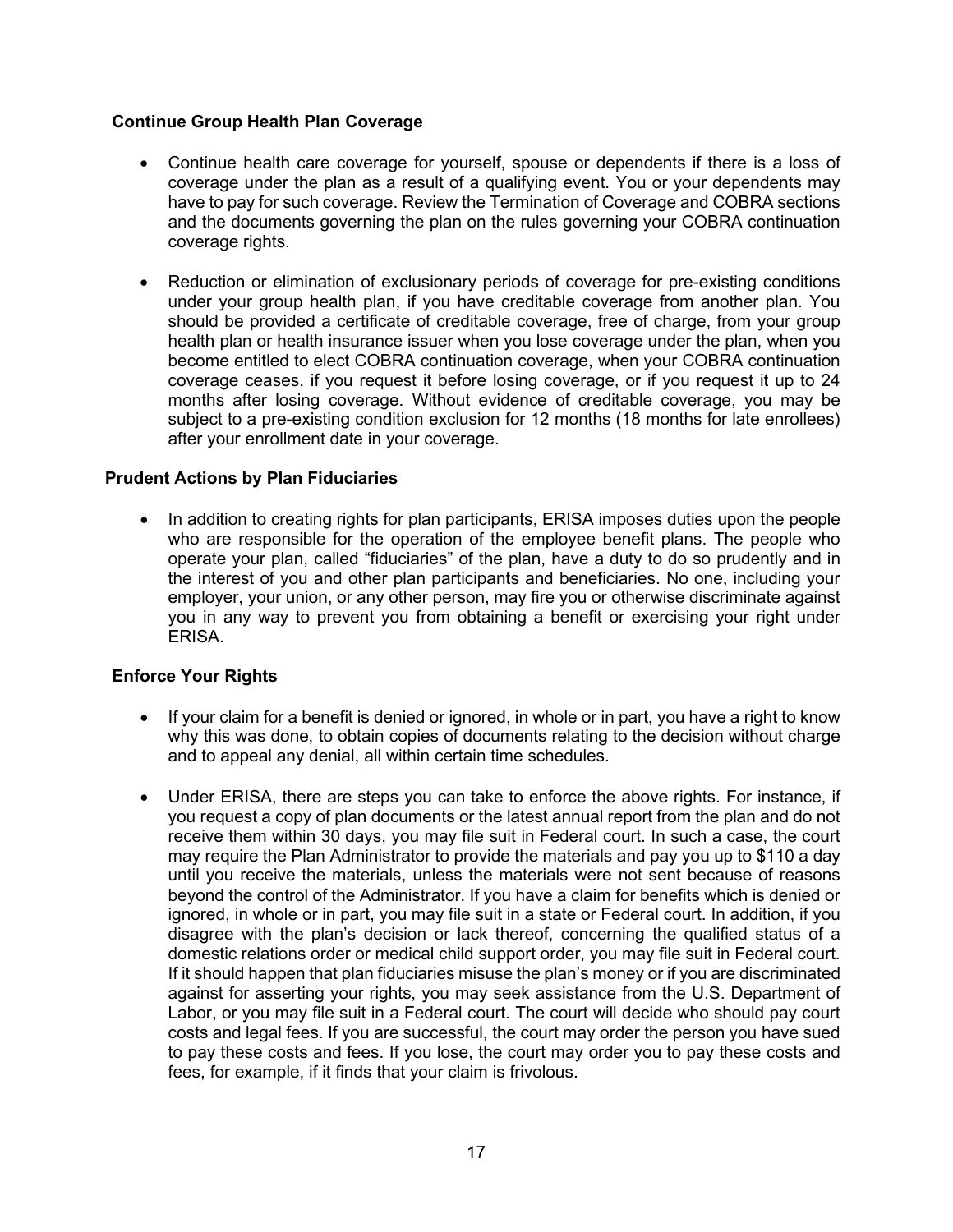**Continue Group Health Plan Coverage**

- Continue health care coverage for yourself, spouse or dependents if there is a loss of coverage under the plan as a result of a qualifying event. You or your dependents may have to pay for such coverage. Review the Termination of Coverage and COBRA sections and the documents governing the plan on the rules governing your COBRA continuation coverage rights.

- Reduction or elimination of exclusionary periods of coverage for pre-existing conditions under your group health plan, if you have creditable coverage from another plan. You should be provided a certificate of creditable coverage, free of charge, from your group health plan or health insurance issuer when you lose coverage under the plan, when you become entitled to elect COBRA continuation coverage, when your COBRA continuation coverage ceases, if you request it before losing coverage, or if you request it up to 24 months after losing coverage. Without evidence of creditable coverage, you may be subject to a pre-existing condition exclusion for 12 months (18 months for late enrollees) after your enrollment date in your coverage.

**Prudent Actions by Plan Fiduciaries**

- In addition to creating rights for plan participants, ERISA imposes duties upon the people who are responsible for the operation of the employee benefit plans. The people who operate your plan, called "fiduciaries" of the plan, have a duty to do so prudently and in the interest of you and other plan participants and beneficiaries. No one, including your employer, your union, or any other person, may fire you or otherwise discriminate against you in any way to prevent you from obtaining a benefit or exercising your right under ERISA.

**Enforce Your Rights**

- If your claim for a benefit is denied or ignored, in whole or in part, you have a right to know why this was done, to obtain copies of documents relating to the decision without charge and to appeal any denial, all within certain time schedules.

- Under ERISA, there are steps you can take to enforce the above rights. For instance, if you request a copy of plan documents or the latest annual report from the plan and do not receive them within 30 days, you may file suit in Federal court. In such a case, the court may require the Plan Administrator to provide the materials and pay you up to $110 a day until you receive the materials, unless the materials were not sent because of reasons beyond the control of the Administrator. If you have a claim for benefits which is denied or ignored, in whole or in part, you may file suit in a state or Federal court. In addition, if you disagree with the plan's decision or lack thereof, concerning the qualified status of a domestic relations order or medical child support order, you may file suit in Federal court. If it should happen that plan fiduciaries misuse the plan's money or if you are discriminated against for asserting your rights, you may seek assistance from the U.S. Department of Labor, or you may file suit in a Federal court. The court will decide who should pay court costs and legal fees. If you are successful, the court may order the person you have sued to pay these costs and fees. If you lose, the court may order you to pay these costs and fees, for example, if it finds that your claim is frivolous.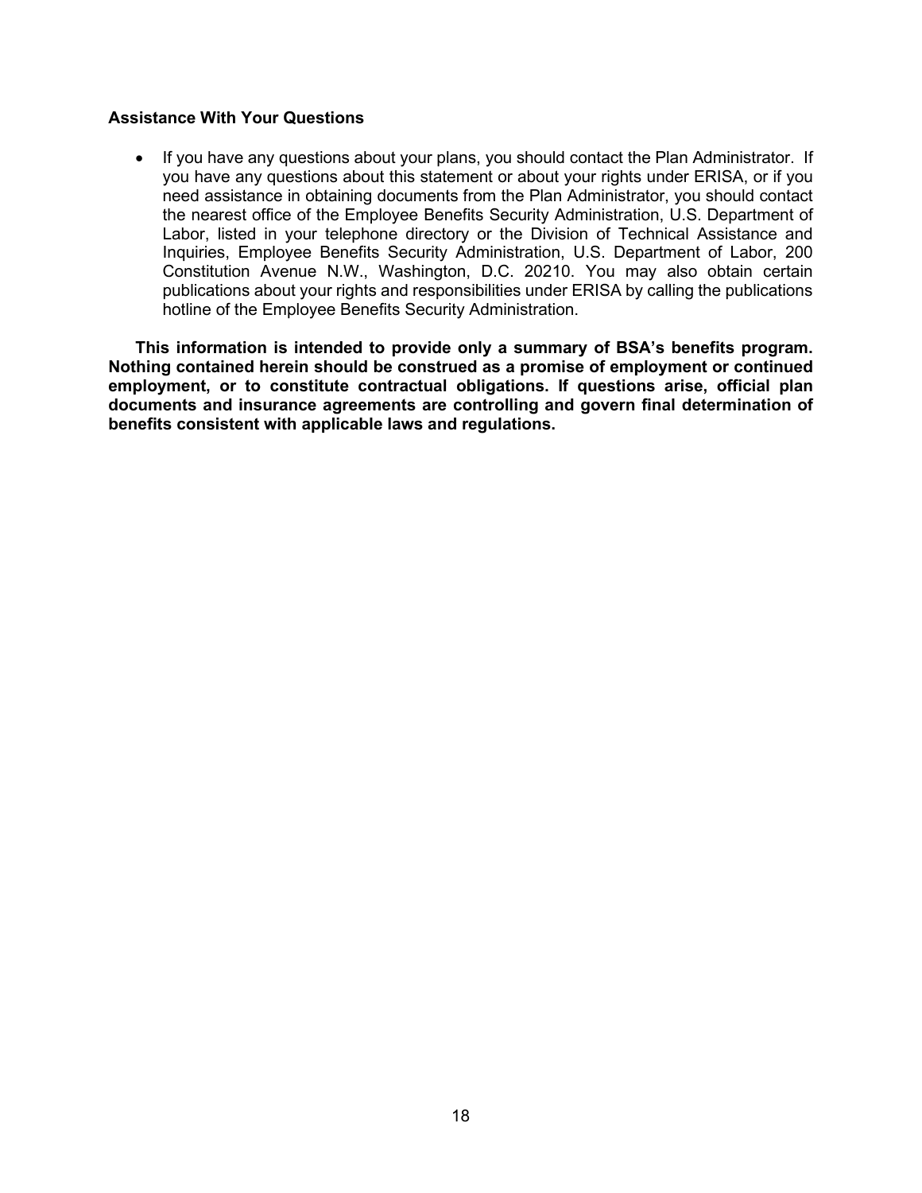**Assistance With Your Questions**

- If you have any questions about your plans, you should contact the Plan Administrator. If you have any questions about this statement or about your rights under ERISA, or if you need assistance in obtaining documents from the Plan Administrator, you should contact the nearest office of the Employee Benefits Security Administration, U.S. Department of Labor, listed in your telephone directory or the Division of Technical Assistance and Inquiries, Employee Benefits Security Administration, U.S. Department of Labor, 200 Constitution Avenue N.W., Washington, D.C. 20210. You may also obtain certain publications about your rights and responsibilities under ERISA by calling the publications hotline of the Employee Benefits Security Administration.

**This information is intended to provide only a summary of BSA's benefits program. Nothing contained herein should be construed as a promise of employment or continued employment, or to constitute contractual obligations. If questions arise, official plan documents and insurance agreements are controlling and govern final determination of benefits consistent with applicable laws and regulations.**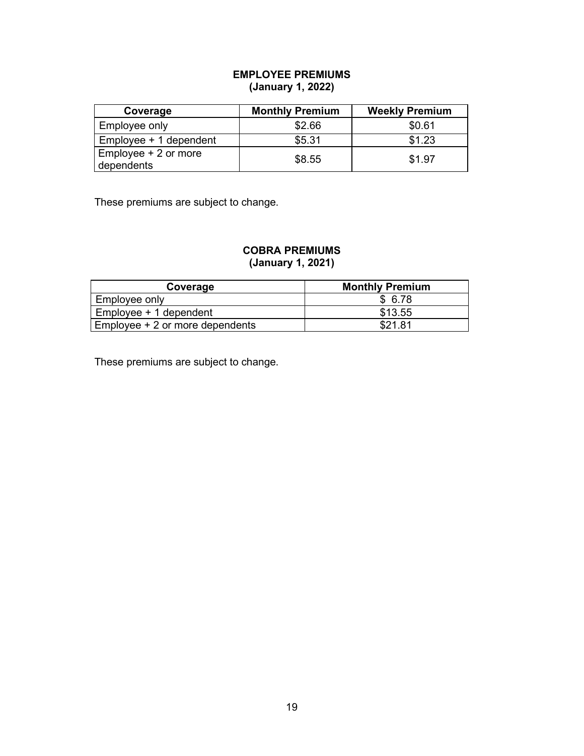## EMPLOYEE PREMIUMS
### (January 1, 2022)

| Coverage | Monthly Premium | Weekly Premium |
|---|---|---|
| Employee only | $2.66 | $0.61 |
| Employee + 1 dependent | $5.31 | $1.23 |
| Employee + 2 or more dependents | $8.55 | $1.97 |

These premiums are subject to change.

## COBRA PREMIUMS
### (January 1, 2021)

| Coverage | Monthly Premium |
|---|---|
| Employee only | $ 6.78 |
| Employee + 1 dependent | $13.55 |
| Employee + 2 or more dependents | $21.81 |

These premiums are subject to change.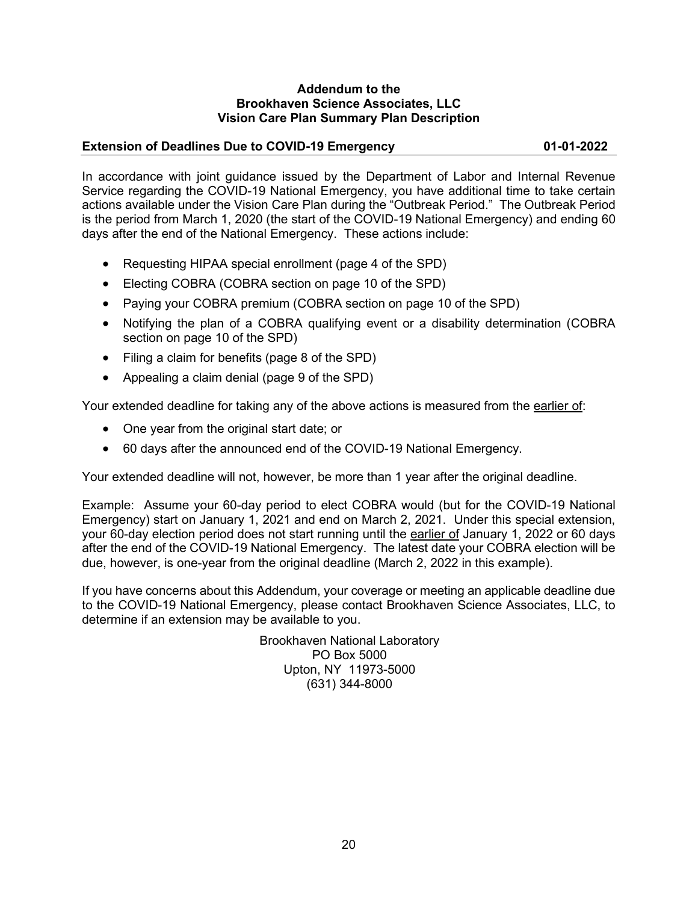**Addendum to the**
**Brookhaven Science Associates, LLC**
**Vision Care Plan Summary Plan Description**

**Extension of Deadlines Due to COVID-19 Emergency** **01-01-2022**

In accordance with joint guidance issued by the Department of Labor and Internal Revenue Service regarding the COVID-19 National Emergency, you have additional time to take certain actions available under the Vision Care Plan during the "Outbreak Period." The Outbreak Period is the period from March 1, 2020 (the start of the COVID-19 National Emergency) and ending 60 days after the end of the National Emergency. These actions include:

- Requesting HIPAA special enrollment (page 4 of the SPD)
- Electing COBRA (COBRA section on page 10 of the SPD)
- Paying your COBRA premium (COBRA section on page 10 of the SPD)
- Notifying the plan of a COBRA qualifying event or a disability determination (COBRA section on page 10 of the SPD)
- Filing a claim for benefits (page 8 of the SPD)
- Appealing a claim denial (page 9 of the SPD)

Your extended deadline for taking any of the above actions is measured from the <u>earlier of</u>:

- One year from the original start date; or
- 60 days after the announced end of the COVID-19 National Emergency.

Your extended deadline will not, however, be more than 1 year after the original deadline.

Example: Assume your 60-day period to elect COBRA would (but for the COVID-19 National Emergency) start on January 1, 2021 and end on March 2, 2021. Under this special extension, your 60-day election period does not start running until the <u>earlier of</u> January 1, 2022 or 60 days after the end of the COVID-19 National Emergency. The latest date your COBRA election will be due, however, is one-year from the original deadline (March 2, 2022 in this example).

If you have concerns about this Addendum, your coverage or meeting an applicable deadline due to the COVID-19 National Emergency, please contact Brookhaven Science Associates, LLC, to determine if an extension may be available to you.

Brookhaven National Laboratory
PO Box 5000
Upton, NY 11973-5000
(631) 344-8000